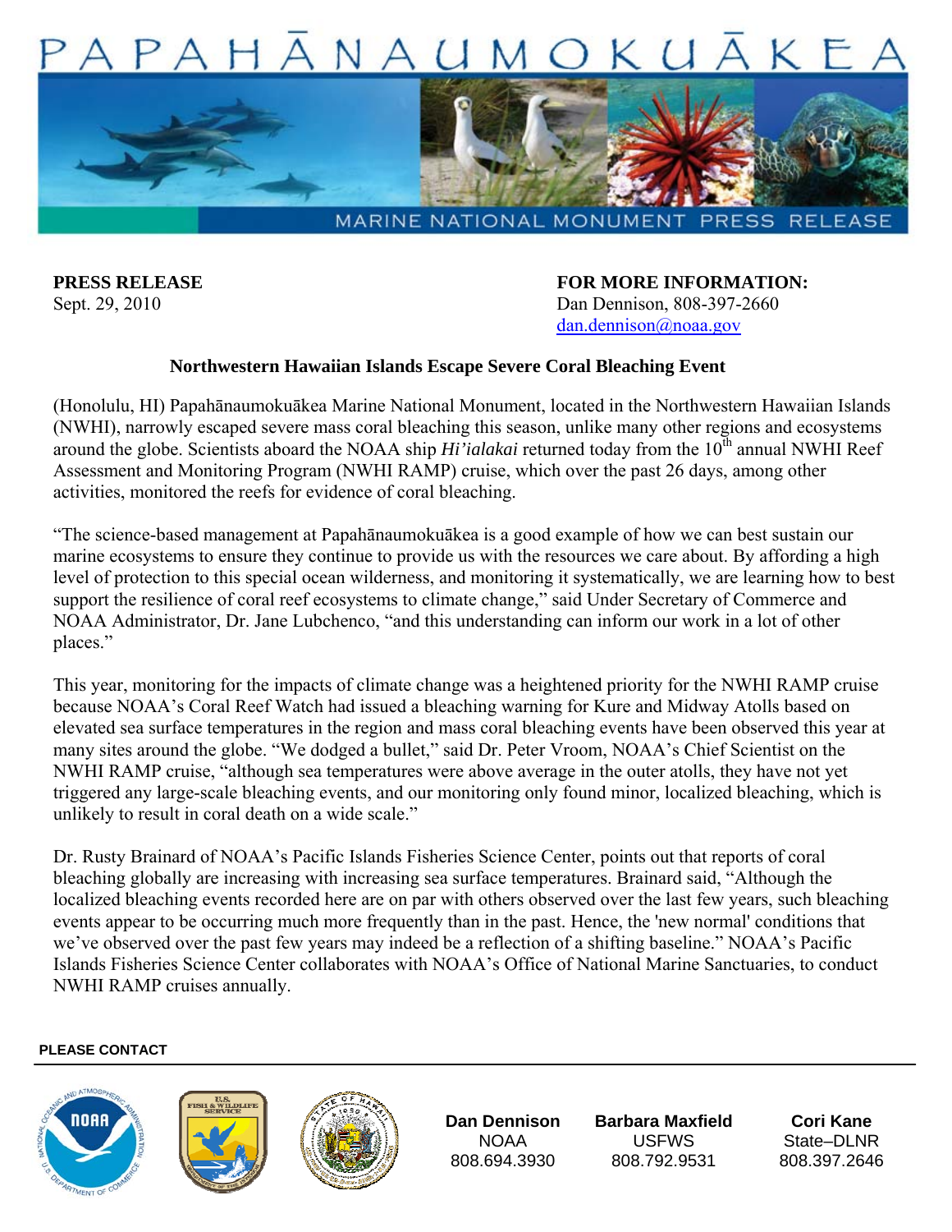# PAPAHĀNAUMOKUĀKEA

MARINE NATIONAL MONUMENT PRESS RELEASE

**PRESS RELEASE**
Sept. 29, 2010

**FOR MORE INFORMATION:**
Dan Dennison, 808-397-2660
dan.dennison@noaa.gov

## Northwestern Hawaiian Islands Escape Severe Coral Bleaching Event

(Honolulu, HI) Papahānaumokuākea Marine National Monument, located in the Northwestern Hawaiian Islands (NWHI), narrowly escaped severe mass coral bleaching this season, unlike many other regions and ecosystems around the globe. Scientists aboard the NOAA ship *Hi'ialakai* returned today from the 10th annual NWHI Reef Assessment and Monitoring Program (NWHI RAMP) cruise, which over the past 26 days, among other activities, monitored the reefs for evidence of coral bleaching.

"The science-based management at Papahānaumokuākea is a good example of how we can best sustain our marine ecosystems to ensure they continue to provide us with the resources we care about. By affording a high level of protection to this special ocean wilderness, and monitoring it systematically, we are learning how to best support the resilience of coral reef ecosystems to climate change," said Under Secretary of Commerce and NOAA Administrator, Dr. Jane Lubchenco, "and this understanding can inform our work in a lot of other places."

This year, monitoring for the impacts of climate change was a heightened priority for the NWHI RAMP cruise because NOAA's Coral Reef Watch had issued a bleaching warning for Kure and Midway Atolls based on elevated sea surface temperatures in the region and mass coral bleaching events have been observed this year at many sites around the globe. "We dodged a bullet," said Dr. Peter Vroom, NOAA's Chief Scientist on the NWHI RAMP cruise, "although sea temperatures were above average in the outer atolls, they have not yet triggered any large-scale bleaching events, and our monitoring only found minor, localized bleaching, which is unlikely to result in coral death on a wide scale."

Dr. Rusty Brainard of NOAA's Pacific Islands Fisheries Science Center, points out that reports of coral bleaching globally are increasing with increasing sea surface temperatures. Brainard said, "Although the localized bleaching events recorded here are on par with others observed over the last few years, such bleaching events appear to be occurring much more frequently than in the past. Hence, the 'new normal' conditions that we've observed over the past few years may indeed be a reflection of a shifting baseline." NOAA's Pacific Islands Fisheries Science Center collaborates with NOAA's Office of National Marine Sanctuaries, to conduct NWHI RAMP cruises annually.

**PLEASE CONTACT**

| **Dan Dennison** | **Barbara Maxfield** | **Cori Kane** |
| --- | --- | --- |
| NOAA | USFWS | State–DLNR |
| 808.694.3930 | 808.792.9531 | 808.397.2646 |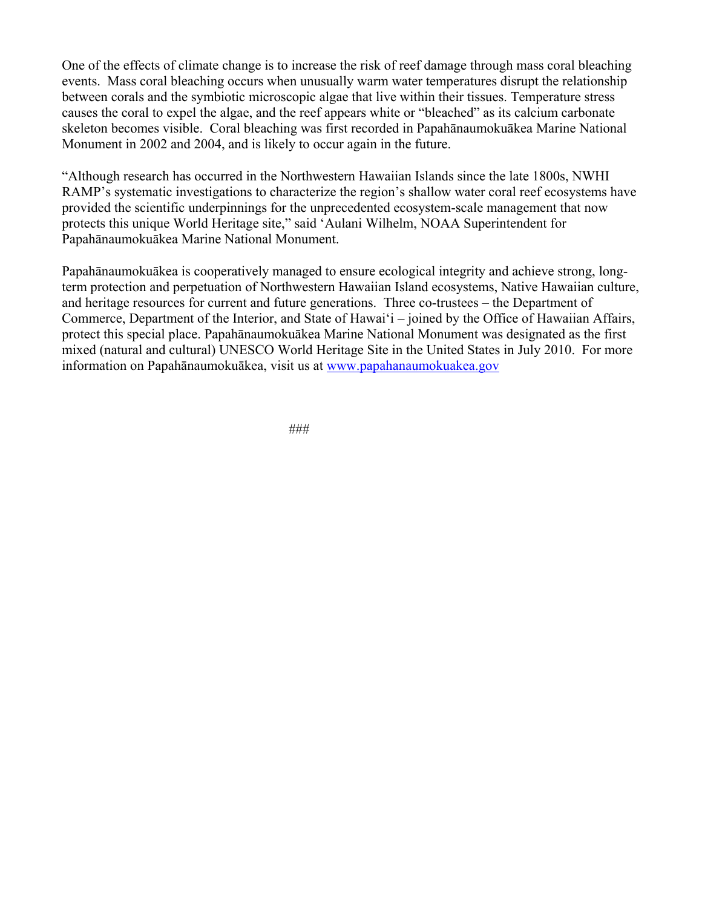One of the effects of climate change is to increase the risk of reef damage through mass coral bleaching events. Mass coral bleaching occurs when unusually warm water temperatures disrupt the relationship between corals and the symbiotic microscopic algae that live within their tissues. Temperature stress causes the coral to expel the algae, and the reef appears white or "bleached" as its calcium carbonate skeleton becomes visible. Coral bleaching was first recorded in Papahānaumokuākea Marine National Monument in 2002 and 2004, and is likely to occur again in the future.

"Although research has occurred in the Northwestern Hawaiian Islands since the late 1800s, NWHI RAMP's systematic investigations to characterize the region's shallow water coral reef ecosystems have provided the scientific underpinnings for the unprecedented ecosystem-scale management that now protects this unique World Heritage site," said ʻAulani Wilhelm, NOAA Superintendent for Papahānaumokuākea Marine National Monument.

Papahānaumokuākea is cooperatively managed to ensure ecological integrity and achieve strong, long-term protection and perpetuation of Northwestern Hawaiian Island ecosystems, Native Hawaiian culture, and heritage resources for current and future generations. Three co-trustees – the Department of Commerce, Department of the Interior, and State of Hawaiʻi – joined by the Office of Hawaiian Affairs, protect this special place. Papahānaumokuākea Marine National Monument was designated as the first mixed (natural and cultural) UNESCO World Heritage Site in the United States in July 2010. For more information on Papahānaumokuākea, visit us at [www.papahanaumokuakea.gov](www.papahanaumokuakea.gov)

###